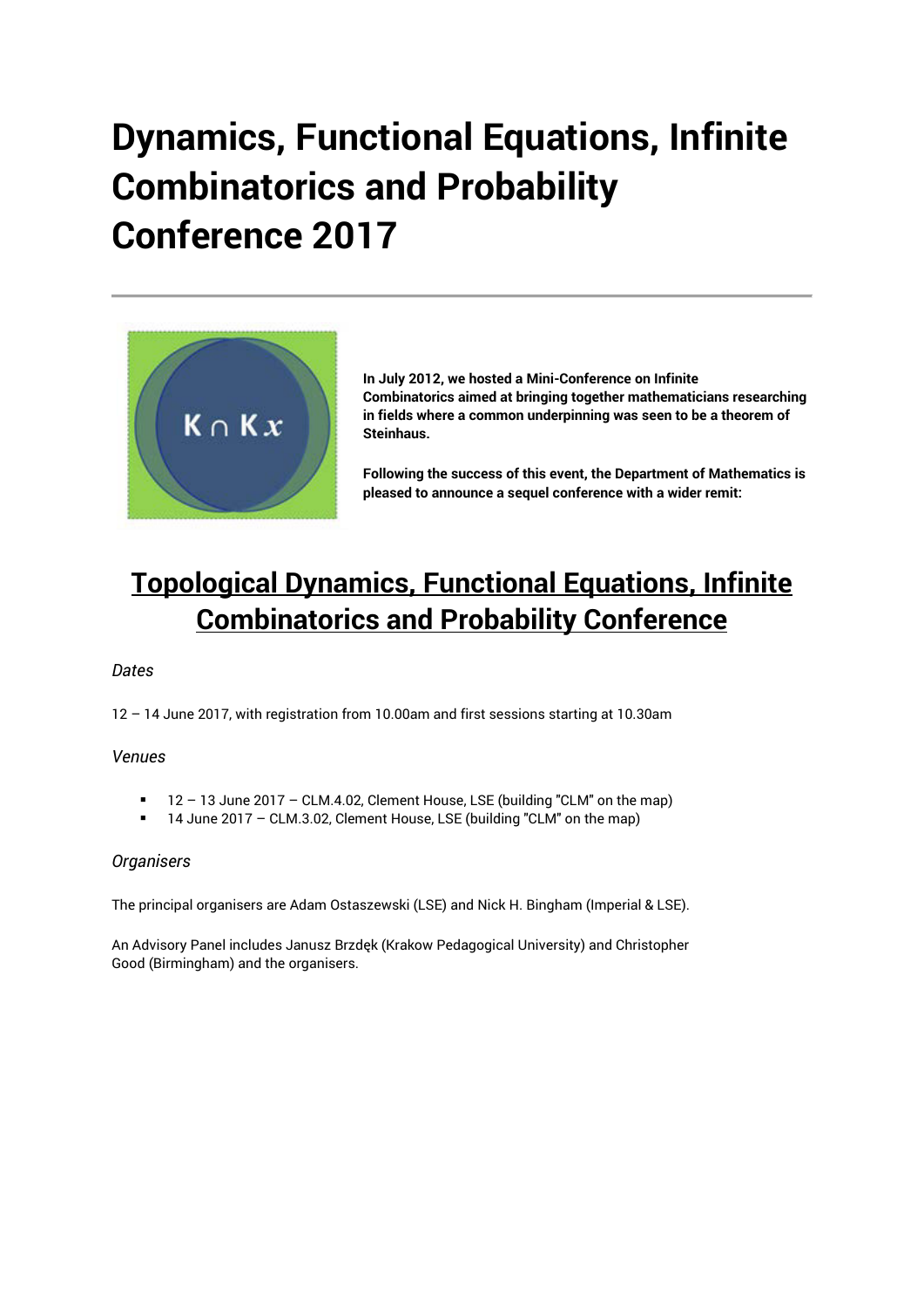# Dynamics, Functional Equations, Infinite Combinatorics and Probability Conference 2017

**In July 2012, we hosted a Mini-Conference on Infinite Combinatorics aimed at bringing together mathematicians researching in fields where a common underpinning was seen to be a theorem of Steinhaus.**

**Following the success of this event, the Department of Mathematics is pleased to announce a sequel conference with a wider remit:**

## Topological Dynamics, Functional Equations, Infinite Combinatorics and Probability Conference

*Dates*

12 – 14 June 2017, with registration from 10.00am and first sessions starting at 10.30am

*Venues*

- 12 – 13 June 2017 – CLM.4.02, Clement House, LSE (building "CLM" on the map)
- 14 June 2017 – CLM.3.02, Clement House, LSE (building "CLM" on the map)

*Organisers*

The principal organisers are Adam Ostaszewski (LSE) and Nick H. Bingham (Imperial & LSE).

An Advisory Panel includes Janusz Brzdęk (Krakow Pedagogical University) and Christopher Good (Birmingham) and the organisers.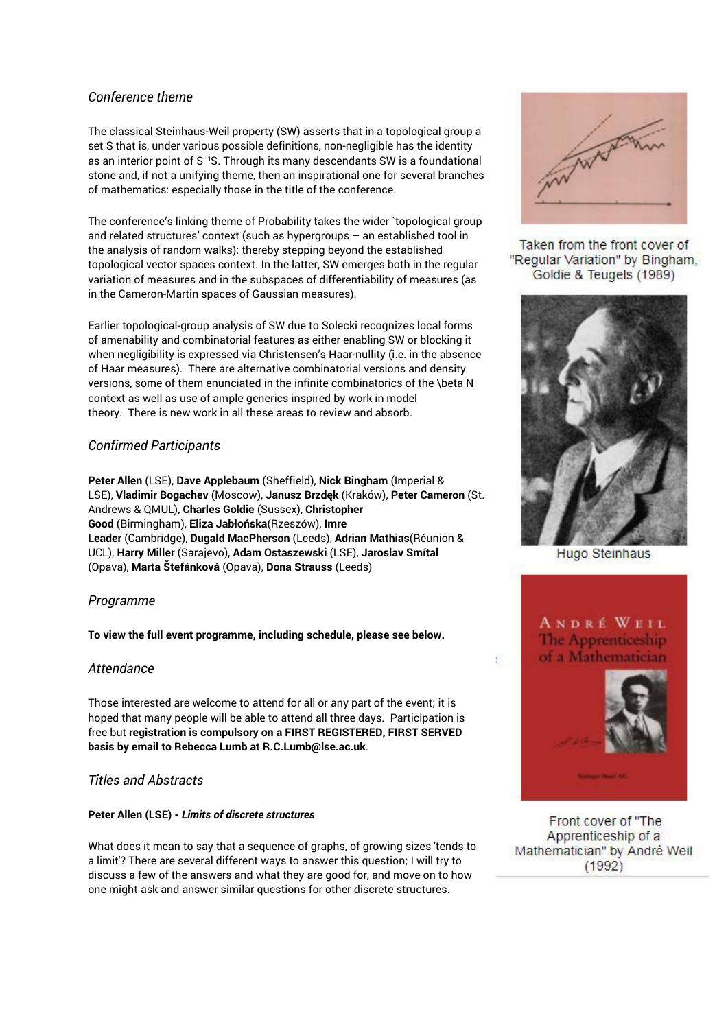## *Conference theme*

The classical Steinhaus-Weil property (SW) asserts that in a topological group a set S that is, under various possible definitions, non-negligible has the identity as an interior point of $S^{-1}S$. Through its many descendants SW is a foundational stone and, if not a unifying theme, then an inspirational one for several branches of mathematics: especially those in the title of the conference.

The conference's linking theme of Probability takes the wider `topological group and related structures' context (such as hypergroups – an established tool in the analysis of random walks): thereby stepping beyond the established topological vector spaces context. In the latter, SW emerges both in the regular variation of measures and in the subspaces of differentiability of measures (as in the Cameron-Martin spaces of Gaussian measures).

Earlier topological-group analysis of SW due to Solecki recognizes local forms of amenability and combinatorial features as either enabling SW or blocking it when negligibility is expressed via Christensen's Haar-nullity (i.e. in the absence of Haar measures). There are alternative combinatorial versions and density versions, some of them enunciated in the infinite combinatorics of the \beta N context as well as use of ample generics inspired by work in model theory. There is new work in all these areas to review and absorb.

## *Confirmed Participants*

**Peter Allen** (LSE), **Dave Applebaum** (Sheffield), **Nick Bingham** (Imperial & LSE), **Vladimir Bogachev** (Moscow), **Janusz Brzdęk** (Kraków), **Peter Cameron** (St. Andrews & QMUL), **Charles Goldie** (Sussex), **Christopher Good** (Birmingham), **Eliza Jabłońska**(Rzeszów), **Imre Leader** (Cambridge), **Dugald MacPherson** (Leeds), **Adrian Mathias**(Réunion & UCL), **Harry Miller** (Sarajevo), **Adam Ostaszewski** (LSE), **Jaroslav Smítal** (Opava), **Marta Štefánková** (Opava), **Dona Strauss** (Leeds)

## *Programme*

**To view the full event programme, including schedule, please see below.**

## *Attendance*

Those interested are welcome to attend for all or any part of the event; it is hoped that many people will be able to attend all three days. Participation is free but **registration is compulsory on a FIRST REGISTERED, FIRST SERVED basis by email to Rebecca Lumb at R.C.Lumb@lse.ac.uk**.

## *Titles and Abstracts*

**Peter Allen (LSE) -** ***Limits of discrete structures***

What does it mean to say that a sequence of graphs, of growing sizes 'tends to a limit'? There are several different ways to answer this question; I will try to discuss a few of the answers and what they are good for, and move on to how one might ask and answer similar questions for other discrete structures.

Taken from the front cover of "Regular Variation" by Bingham, Goldie & Teugels (1989)

Hugo Steinhaus

Front cover of "The Apprenticeship of a Mathematician" by André Weil (1992)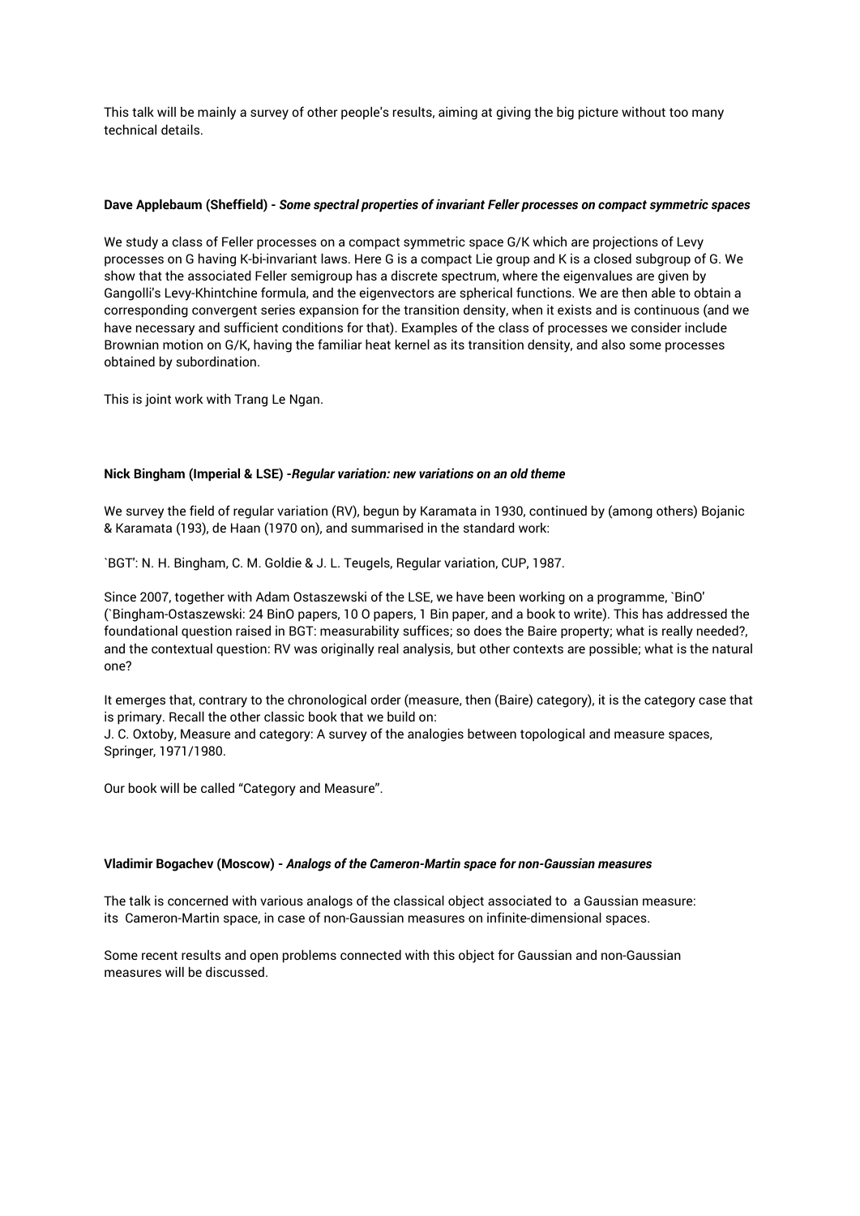This talk will be mainly a survey of other people's results, aiming at giving the big picture without too many technical details.

**Dave Applebaum (Sheffield) -** ***Some spectral properties of invariant Feller processes on compact symmetric spaces***

We study a class of Feller processes on a compact symmetric space G/K which are projections of Levy processes on G having K-bi-invariant laws. Here G is a compact Lie group and K is a closed subgroup of G. We show that the associated Feller semigroup has a discrete spectrum, where the eigenvalues are given by Gangolli's Levy-Khintchine formula, and the eigenvectors are spherical functions. We are then able to obtain a corresponding convergent series expansion for the transition density, when it exists and is continuous (and we have necessary and sufficient conditions for that). Examples of the class of processes we consider include Brownian motion on G/K, having the familiar heat kernel as its transition density, and also some processes obtained by subordination.

This is joint work with Trang Le Ngan.

**Nick Bingham (Imperial & LSE) -*****Regular variation: new variations on an old theme***

We survey the field of regular variation (RV), begun by Karamata in 1930, continued by (among others) Bojanic & Karamata (193), de Haan (1970 on), and summarised in the standard work:

`BGT': N. H. Bingham, C. M. Goldie & J. L. Teugels, Regular variation, CUP, 1987.

Since 2007, together with Adam Ostaszewski of the LSE, we have been working on a programme, `BinO' (`Bingham-Ostaszewski: 24 BinO papers, 10 O papers, 1 Bin paper, and a book to write). This has addressed the foundational question raised in BGT: measurability suffices; so does the Baire property; what is really needed?, and the contextual question: RV was originally real analysis, but other contexts are possible; what is the natural one?

It emerges that, contrary to the chronological order (measure, then (Baire) category), it is the category case that is primary. Recall the other classic book that we build on:
J. C. Oxtoby, Measure and category: A survey of the analogies between topological and measure spaces, Springer, 1971/1980.

Our book will be called "Category and Measure".

**Vladimir Bogachev (Moscow) -** ***Analogs of the Cameron-Martin space for non-Gaussian measures***

The talk is concerned with various analogs of the classical object associated to a Gaussian measure: its Cameron-Martin space, in case of non-Gaussian measures on infinite-dimensional spaces.

Some recent results and open problems connected with this object for Gaussian and non-Gaussian measures will be discussed.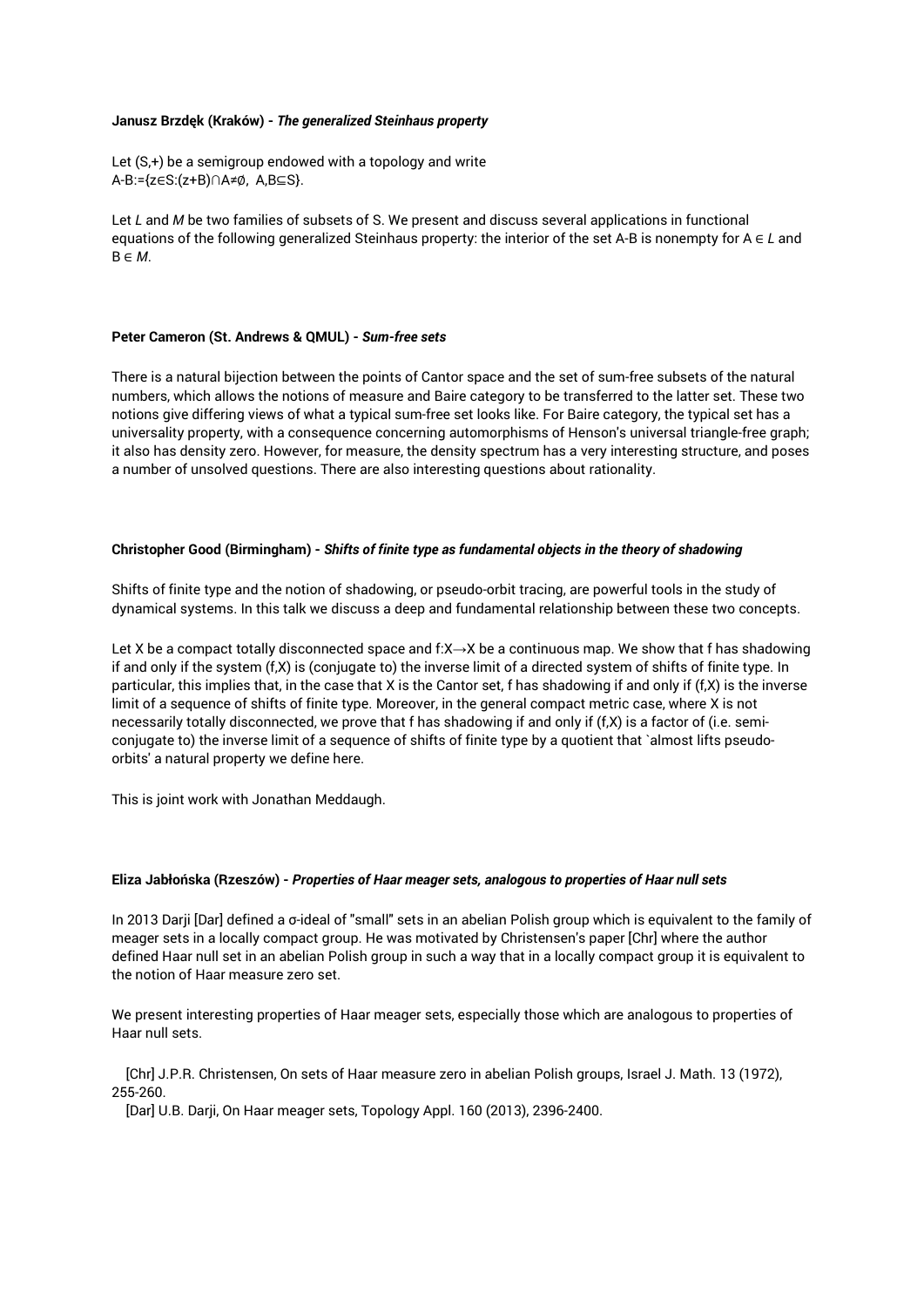**Janusz Brzdęk (Kraków) - *The generalized Steinhaus property***

Let $(S,+)$ be a semigroup endowed with a topology and write
$A\text{-}B:=\{z\in S:(z+B)\cap A\neq\emptyset,\ A,B\subseteq S\}$.

Let *L* and *M* be two families of subsets of S. We present and discuss several applications in functional equations of the following generalized Steinhaus property: the interior of the set A-B is nonempty for $A \in L$ and $B \in M$.

**Peter Cameron (St. Andrews & QMUL) - *Sum-free sets***

There is a natural bijection between the points of Cantor space and the set of sum-free subsets of the natural numbers, which allows the notions of measure and Baire category to be transferred to the latter set. These two notions give differing views of what a typical sum-free set looks like. For Baire category, the typical set has a universality property, with a consequence concerning automorphisms of Henson's universal triangle-free graph; it also has density zero. However, for measure, the density spectrum has a very interesting structure, and poses a number of unsolved questions. There are also interesting questions about rationality.

**Christopher Good (Birmingham) - *Shifts of finite type as fundamental objects in the theory of shadowing***

Shifts of finite type and the notion of shadowing, or pseudo-orbit tracing, are powerful tools in the study of dynamical systems. In this talk we discuss a deep and fundamental relationship between these two concepts.

Let X be a compact totally disconnected space and $f:X\to X$ be a continuous map. We show that f has shadowing if and only if the system (f,X) is (conjugate to) the inverse limit of a directed system of shifts of finite type. In particular, this implies that, in the case that X is the Cantor set, f has shadowing if and only if (f,X) is the inverse limit of a sequence of shifts of finite type. Moreover, in the general compact metric case, where X is not necessarily totally disconnected, we prove that f has shadowing if and only if (f,X) is a factor of (i.e. semi-conjugate to) the inverse limit of a sequence of shifts of finite type by a quotient that `almost lifts pseudo-orbits' a natural property we define here.

This is joint work with Jonathan Meddaugh.

**Eliza Jabłońska (Rzeszów) - *Properties of Haar meager sets, analogous to properties of Haar null sets***

In 2013 Darji [Dar] defined a σ-ideal of "small" sets in an abelian Polish group which is equivalent to the family of meager sets in a locally compact group. He was motivated by Christensen's paper [Chr] where the author defined Haar null set in an abelian Polish group in such a way that in a locally compact group it is equivalent to the notion of Haar measure zero set.

We present interesting properties of Haar meager sets, especially those which are analogous to properties of Haar null sets.

[Chr] J.P.R. Christensen, On sets of Haar measure zero in abelian Polish groups, Israel J. Math. 13 (1972), 255-260.

[Dar] U.B. Darji, On Haar meager sets, Topology Appl. 160 (2013), 2396-2400.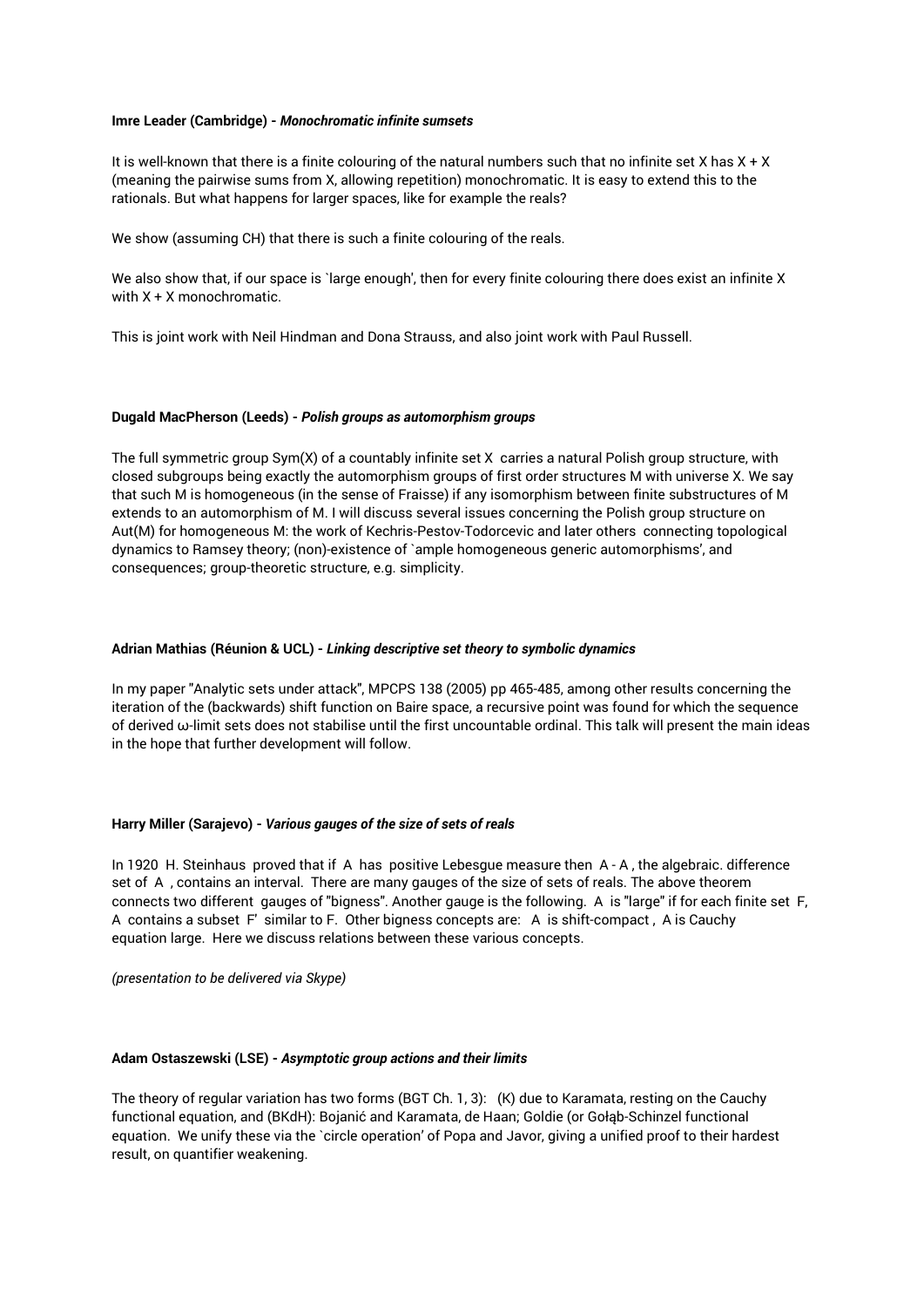**Imre Leader (Cambridge) -** ***Monochromatic infinite sumsets***

It is well-known that there is a finite colouring of the natural numbers such that no infinite set $X$ has $X + X$ (meaning the pairwise sums from $X$, allowing repetition) monochromatic. It is easy to extend this to the rationals. But what happens for larger spaces, like for example the reals?

We show (assuming CH) that there is such a finite colouring of the reals.

We also show that, if our space is `large enough', then for every finite colouring there does exist an infinite $X$ with $X + X$ monochromatic.

This is joint work with Neil Hindman and Dona Strauss, and also joint work with Paul Russell.

**Dugald MacPherson (Leeds) -** ***Polish groups as automorphism groups***

The full symmetric group Sym(X) of a countably infinite set X carries a natural Polish group structure, with closed subgroups being exactly the automorphism groups of first order structures M with universe X. We say that such M is homogeneous (in the sense of Fraisse) if any isomorphism between finite substructures of M extends to an automorphism of M. I will discuss several issues concerning the Polish group structure on Aut(M) for homogeneous M: the work of Kechris-Pestov-Todorcevic and later others connecting topological dynamics to Ramsey theory; (non)-existence of `ample homogeneous generic automorphisms', and consequences; group-theoretic structure, e.g. simplicity.

**Adrian Mathias (Réunion & UCL) -** ***Linking descriptive set theory to symbolic dynamics***

In my paper "Analytic sets under attack", MPCPS 138 (2005) pp 465-485, among other results concerning the iteration of the (backwards) shift function on Baire space, a recursive point was found for which the sequence of derived ω-limit sets does not stabilise until the first uncountable ordinal. This talk will present the main ideas in the hope that further development will follow.

**Harry Miller (Sarajevo) -** ***Various gauges of the size of sets of reals***

In 1920 H. Steinhaus proved that if A has positive Lebesgue measure then A - A , the algebraic. difference set of A , contains an interval. There are many gauges of the size of sets of reals. The above theorem connects two different gauges of "bigness". Another gauge is the following. A is "large" if for each finite set F, A contains a subset F' similar to F. Other bigness concepts are: A is shift-compact , A is Cauchy equation large. Here we discuss relations between these various concepts.

*(presentation to be delivered via Skype)*

**Adam Ostaszewski (LSE) -** ***Asymptotic group actions and their limits***

The theory of regular variation has two forms (BGT Ch. 1, 3): (K) due to Karamata, resting on the Cauchy functional equation, and (BKdH): Bojanić and Karamata, de Haan; Goldie (or Gołąb-Schinzel functional equation. We unify these via the `circle operation' of Popa and Javor, giving a unified proof to their hardest result, on quantifier weakening.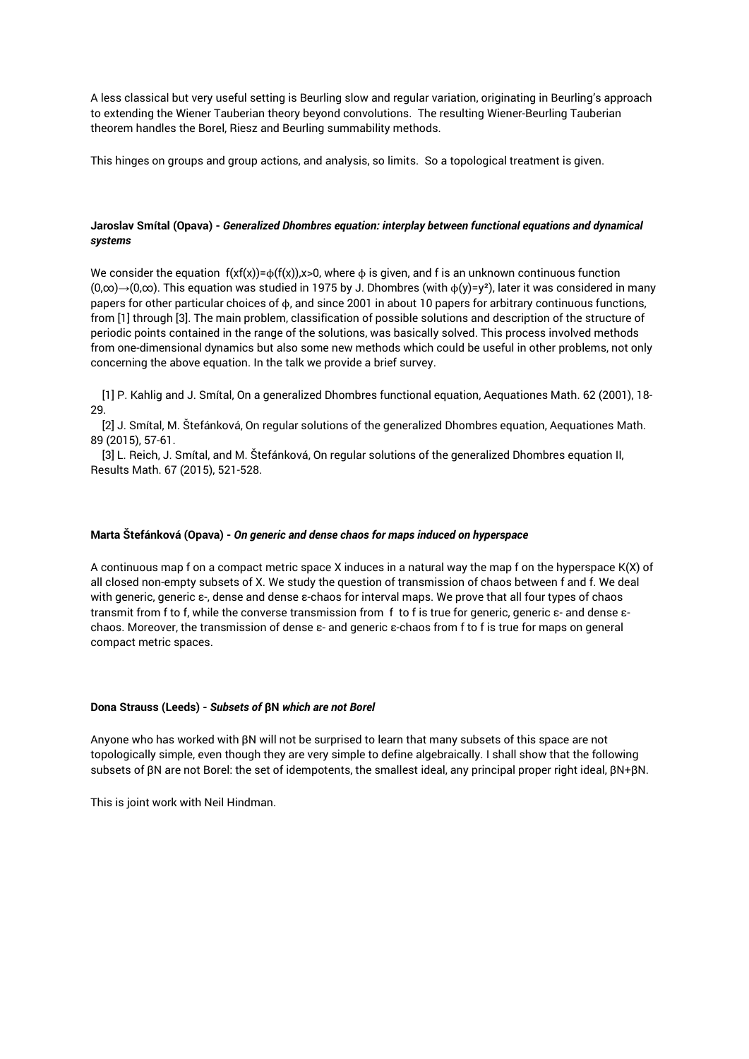A less classical but very useful setting is Beurling slow and regular variation, originating in Beurling's approach to extending the Wiener Tauberian theory beyond convolutions. The resulting Wiener-Beurling Tauberian theorem handles the Borel, Riesz and Beurling summability methods.

This hinges on groups and group actions, and analysis, so limits. So a topological treatment is given.

**Jaroslav Smítal (Opava) -** ***Generalized Dhombres equation: interplay between functional equations and dynamical systems***

We consider the equation $f(xf(x))=\phi(f(x)), x>0$, where $\phi$ is given, and f is an unknown continuous function $(0,\infty)\to(0,\infty)$. This equation was studied in 1975 by J. Dhombres (with $\phi(y)=y^2$), later it was considered in many papers for other particular choices of $\phi$, and since 2001 in about 10 papers for arbitrary continuous functions, from [1] through [3]. The main problem, classification of possible solutions and description of the structure of periodic points contained in the range of the solutions, was basically solved. This process involved methods from one-dimensional dynamics but also some new methods which could be useful in other problems, not only concerning the above equation. In the talk we provide a brief survey.

[1] P. Kahlig and J. Smítal, On a generalized Dhombres functional equation, Aequationes Math. 62 (2001), 18-29.

[2] J. Smítal, M. Štefánková, On regular solutions of the generalized Dhombres equation, Aequationes Math. 89 (2015), 57-61.

[3] L. Reich, J. Smítal, and M. Štefánková, On regular solutions of the generalized Dhombres equation II, Results Math. 67 (2015), 521-528.

**Marta Štefánková (Opava) -** ***On generic and dense chaos for maps induced on hyperspace***

A continuous map f on a compact metric space X induces in a natural way the map f on the hyperspace K(X) of all closed non-empty subsets of X. We study the question of transmission of chaos between f and f. We deal with generic, generic $\varepsilon$-, dense and dense $\varepsilon$-chaos for interval maps. We prove that all four types of chaos transmit from f to f, while the converse transmission from f to f is true for generic, generic $\varepsilon$- and dense $\varepsilon$-chaos. Moreover, the transmission of dense $\varepsilon$- and generic $\varepsilon$-chaos from f to f is true for maps on general compact metric spaces.

**Dona Strauss (Leeds) -** ***Subsets of*** **βN** ***which are not Borel***

Anyone who has worked with $\beta N$ will not be surprised to learn that many subsets of this space are not topologically simple, even though they are very simple to define algebraically. I shall show that the following subsets of $\beta N$ are not Borel: the set of idempotents, the smallest ideal, any principal proper right ideal, $\beta N+\beta N$.

This is joint work with Neil Hindman.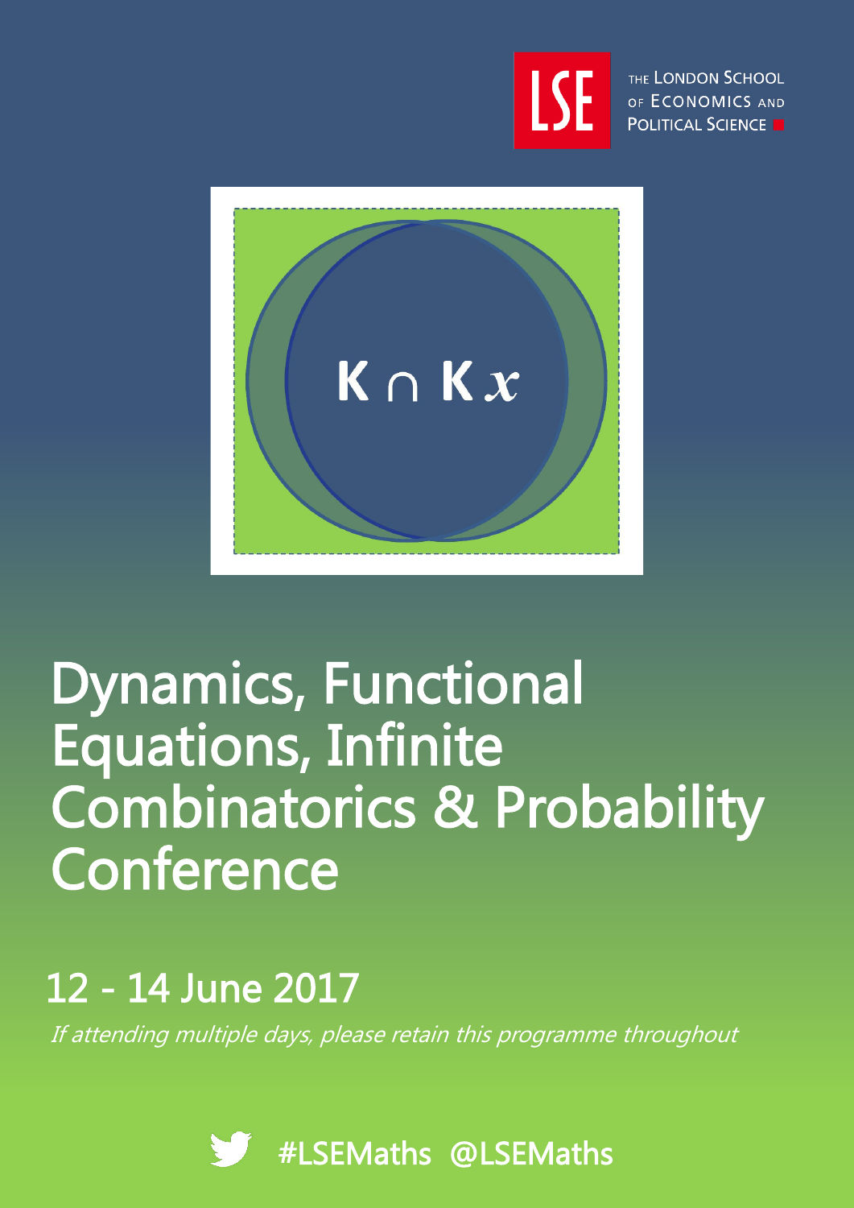THE LONDON SCHOOL OF ECONOMICS AND POLITICAL SCIENCE

$\mathbf{K} \cap \mathbf{K}x$

# Dynamics, Functional Equations, Infinite Combinatorics & Probability Conference

## 12 - 14 June 2017

*If attending multiple days, please retain this programme throughout*

#LSEMaths @LSEMaths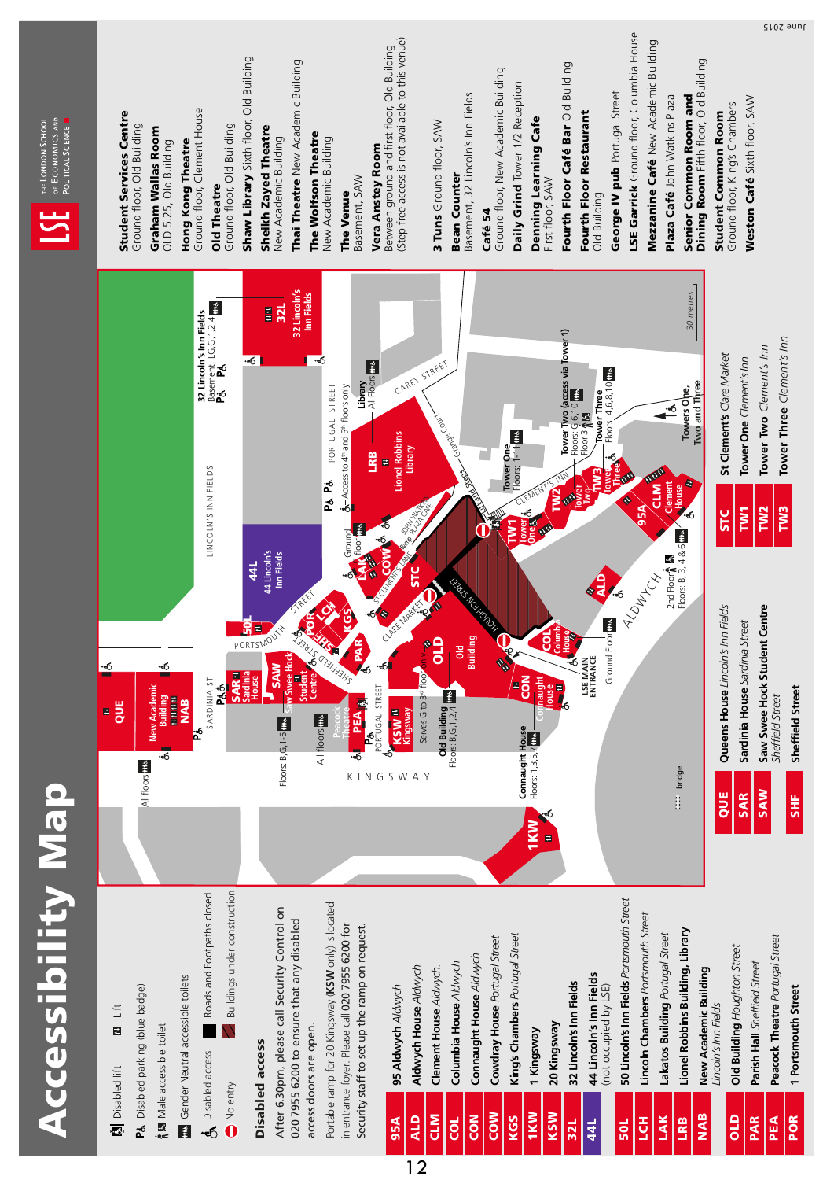# Accessibility Map

- Disabled lift
- Lift
- Disabled parking (blue badge)
- Male accessible toilet
- Gender Neutral accessible toilets
- Disabled access
- Roads and Footpaths closed
- No entry
- Buildings under construction

## Disabled access

After 6.30pm, please call Security Control on 020 7955 6200 to ensure that any disabled access doors are open.

Portable ramp for 20 Kingsway (**KSW** only) is located in entrance foyer. Please call 020 7955 6200 for Security staff to set up the ramp on request.

| Code | Building |
|---|---|
| 95A | **95 Aldwych** *Aldwych* |
| ALD | **Aldwych House** *Aldwych* |
| CLM | **Clement House** *Aldwych* |
| COL | **Columbia House** *Aldwych* |
| CON | **Connaught House** *Aldwych* |
| COW | **Cowdray House** *Portugal Street* |
| KGS | **King's Chambers** *Portugal Street* |
| 1KW | **1 Kingsway** |
| KSW | **20 Kingsway** |
| 32L | **32 Lincoln's Inn Fields** |
| 44L | **44 Lincoln's Inn Fields** (not occupied by LSE) |
| 50L | **50 Lincoln's Inn Fields** *Portsmouth Street* |
| LCH | **Lincoln Chambers** *Portsmouth Street* |
| LAK | **Lakatos Building** *Portugal Street* |
| LRB | **Lionel Robbins Building, Library** |
| NAB | **New Academic Building** *Lincoln's Inn Fields* |
| OLD | **Old Building** *Houghton Street* |
| PAR | **Parish Hall** *Sheffield Street* |
| PEA | **Peacock Theatre** *Portugal Street* |
| POR | **1 Portsmouth Street** |
| QUE | **Queens House** *Lincoln's Inn Fields* |
| SAR | **Sardinia House** *Sardinia Street* |
| SAW | **Saw Swee Hock Student Centre** *Sheffield Street* |
| SHF | **Sheffield Street** |
| STC | **St Clement's** *Clare Market* |
| TW1 | **Tower One** *Clement's Inn* |
| TW2 | **Tower Two** *Clement's Inn* |
| TW3 | **Tower Three** *Clement's Inn* |

**Student Services Centre** Ground floor, Old Building
**Graham Wallas Room** OLD 5.25, Old Building
**Hong Kong Theatre** Ground floor, Clement House
**Old Theatre** Ground floor, Old Building
**Shaw Library** Sixth floor, Old Building
**Sheikh Zayed Theatre** New Academic Building
**Thai Theatre** New Academic Building
**The Wolfson Theatre** New Academic Building
**The Venue** Basement, SAW
**Vera Anstey Room** Between ground and first floor, Old Building (Step free access is not available to this venue)

**3 Tuns** Ground floor, SAW
**Bean Counter** Basement, 32 Lincoln's Inn Fields
**Café 54** Ground floor, New Academic Building
**Daily Grind** Tower 1/2 Reception
**Denning Learning Cafe** First floor, SAW
**Fourth Floor Café Bar** Old Building
**Fourth Floor Restaurant** Old Building
**George IV pub** Portugal Street
**LSE Garrick** Ground floor, Columbia House
**Mezzanine Café** New Academic Building
**Plaza Café** John Watkins Plaza
**Senior Common Room and Dining Room** Fifth floor, Old Building
**Student Common Room** Ground floor, King's Chambers
**Weston Café** Sixth floor, SAW

June 2015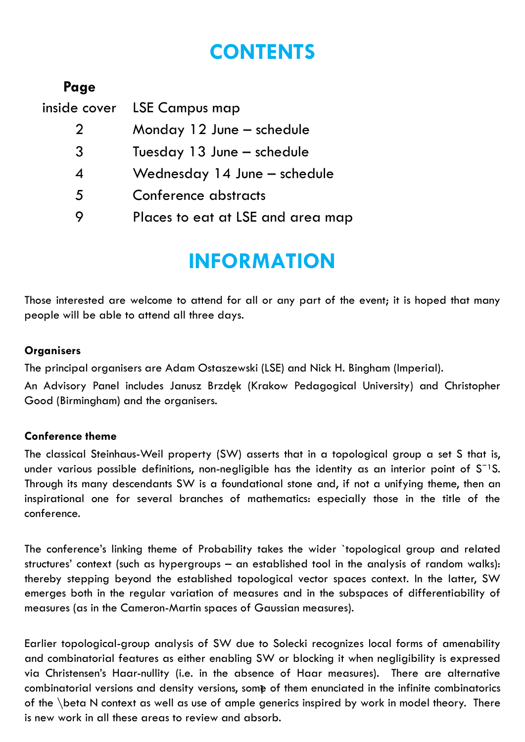# CONTENTS

| Page | |
|---|---|
| inside cover | LSE Campus map |
| 2 | Monday 12 June – schedule |
| 3 | Tuesday 13 June – schedule |
| 4 | Wednesday 14 June – schedule |
| 5 | Conference abstracts |
| 9 | Places to eat at LSE and area map |

# INFORMATION

Those interested are welcome to attend for all or any part of the event; it is hoped that many people will be able to attend all three days.

**Organisers**

The principal organisers are Adam Ostaszewski (LSE) and Nick H. Bingham (Imperial).

An Advisory Panel includes Janusz Brzdęk (Krakow Pedagogical University) and Christopher Good (Birmingham) and the organisers.

**Conference theme**

The classical Steinhaus-Weil property (SW) asserts that in a topological group a set S that is, under various possible definitions, non-negligible has the identity as an interior point of $S^{-1}S$. Through its many descendants SW is a foundational stone and, if not a unifying theme, then an inspirational one for several branches of mathematics: especially those in the title of the conference.

The conference's linking theme of Probability takes the wider `topological group and related structures' context (such as hypergroups – an established tool in the analysis of random walks): thereby stepping beyond the established topological vector spaces context. In the latter, SW emerges both in the regular variation of measures and in the subspaces of differentiability of measures (as in the Cameron-Martin spaces of Gaussian measures).

Earlier topological-group analysis of SW due to Solecki recognizes local forms of amenability and combinatorial features as either enabling SW or blocking it when negligibility is expressed via Christensen's Haar-nullity (i.e. in the absence of Haar measures). There are alternative combinatorial versions and density versions, some of them enunciated in the infinite combinatorics of the \beta N context as well as use of ample generics inspired by work in model theory. There is new work in all these areas to review and absorb.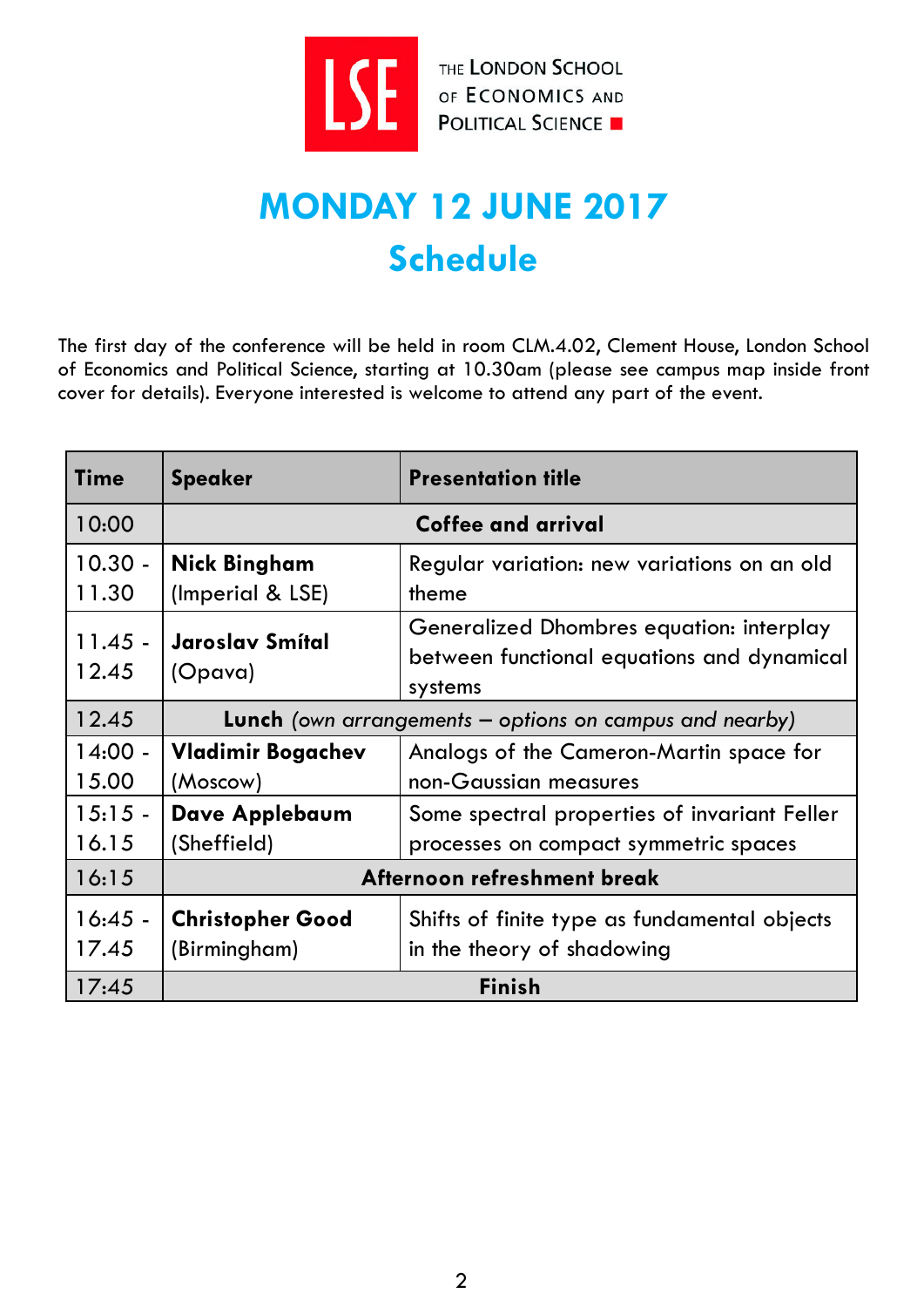THE LONDON SCHOOL OF ECONOMICS AND POLITICAL SCIENCE

# MONDAY 12 JUNE 2017

## Schedule

The first day of the conference will be held in room CLM.4.02, Clement House, London School of Economics and Political Science, starting at 10.30am (please see campus map inside front cover for details). Everyone interested is welcome to attend any part of the event.

| Time | Speaker | Presentation title |
|---|---|---|
| 10:00 | **Coffee and arrival** | |
| 10.30 - 11.30 | **Nick Bingham** (Imperial & LSE) | Regular variation: new variations on an old theme |
| 11.45 - 12.45 | **Jaroslav Smítal** (Opava) | Generalized Dhombres equation: interplay between functional equations and dynamical systems |
| 12.45 | **Lunch** *(own arrangements – options on campus and nearby)* | |
| 14:00 - 15.00 | **Vladimir Bogachev** (Moscow) | Analogs of the Cameron-Martin space for non-Gaussian measures |
| 15:15 - 16.15 | **Dave Applebaum** (Sheffield) | Some spectral properties of invariant Feller processes on compact symmetric spaces |
| 16:15 | **Afternoon refreshment break** | |
| 16:45 - 17.45 | **Christopher Good** (Birmingham) | Shifts of finite type as fundamental objects in the theory of shadowing |
| 17:45 | **Finish** | |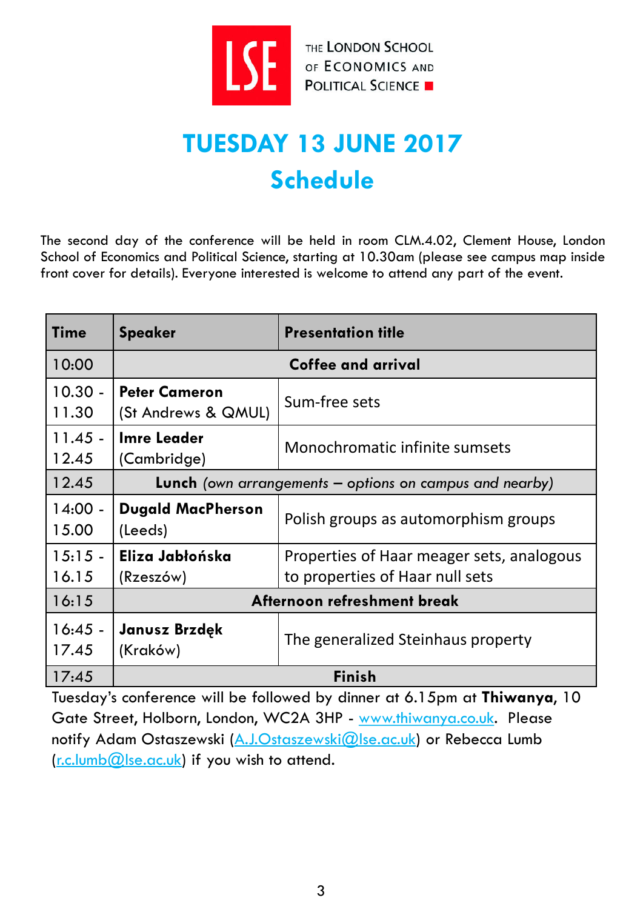THE LONDON SCHOOL OF ECONOMICS AND POLITICAL SCIENCE

# TUESDAY 13 JUNE 2017

## Schedule

The second day of the conference will be held in room CLM.4.02, Clement House, London School of Economics and Political Science, starting at 10.30am (please see campus map inside front cover for details). Everyone interested is welcome to attend any part of the event.

| Time | Speaker | Presentation title |
|---|---|---|
| 10:00 | **Coffee and arrival** | |
| 10.30 - 11.30 | **Peter Cameron** (St Andrews & QMUL) | Sum-free sets |
| 11.45 - 12.45 | **Imre Leader** (Cambridge) | Monochromatic infinite sumsets |
| 12.45 | **Lunch** *(own arrangements – options on campus and nearby)* | |
| 14:00 - 15.00 | **Dugald MacPherson** (Leeds) | Polish groups as automorphism groups |
| 15:15 - 16.15 | **Eliza Jabłońska** (Rzeszów) | Properties of Haar meager sets, analogous to properties of Haar null sets |
| 16:15 | **Afternoon refreshment break** | |
| 16:45 - 17.45 | **Janusz Brzdęk** (Kraków) | The generalized Steinhaus property |
| 17:45 | **Finish** | |

Tuesday's conference will be followed by dinner at 6.15pm at **Thiwanya**, 10 Gate Street, Holborn, London, WC2A 3HP - www.thiwanya.co.uk. Please notify Adam Ostaszewski (A.J.Ostaszewski@lse.ac.uk) or Rebecca Lumb (r.c.lumb@lse.ac.uk) if you wish to attend.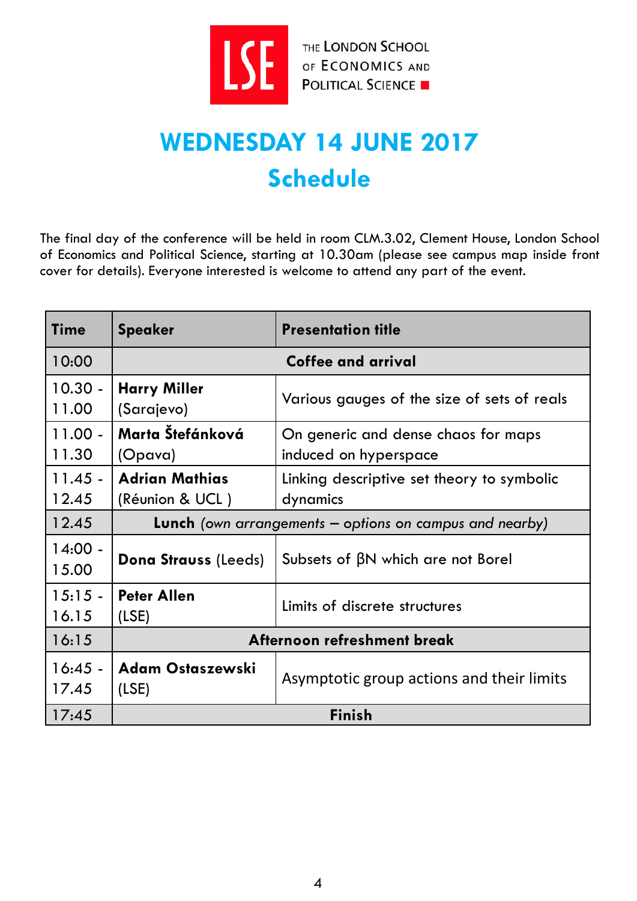THE LONDON SCHOOL OF ECONOMICS AND POLITICAL SCIENCE

# WEDNESDAY 14 JUNE 2017

## Schedule

The final day of the conference will be held in room CLM.3.02, Clement House, London School of Economics and Political Science, starting at 10.30am (please see campus map inside front cover for details). Everyone interested is welcome to attend any part of the event.

| Time | Speaker | Presentation title |
|---|---|---|
| 10:00 | **Coffee and arrival** | |
| 10.30 - 11.00 | **Harry Miller** (Sarajevo) | Various gauges of the size of sets of reals |
| 11.00 - 11.30 | **Marta Štefánková** (Opava) | On generic and dense chaos for maps induced on hyperspace |
| 11.45 - 12.45 | **Adrian Mathias** (Réunion & UCL ) | Linking descriptive set theory to symbolic dynamics |
| 12.45 | **Lunch** *(own arrangements – options on campus and nearby)* | |
| 14:00 - 15.00 | **Dona Strauss** (Leeds) | Subsets of $\beta\mathbb{N}$ which are not Borel |
| 15:15 - 16.15 | **Peter Allen** (LSE) | Limits of discrete structures |
| 16:15 | **Afternoon refreshment break** | |
| 16:45 - 17.45 | **Adam Ostaszewski** (LSE) | Asymptotic group actions and their limits |
| 17:45 | **Finish** | |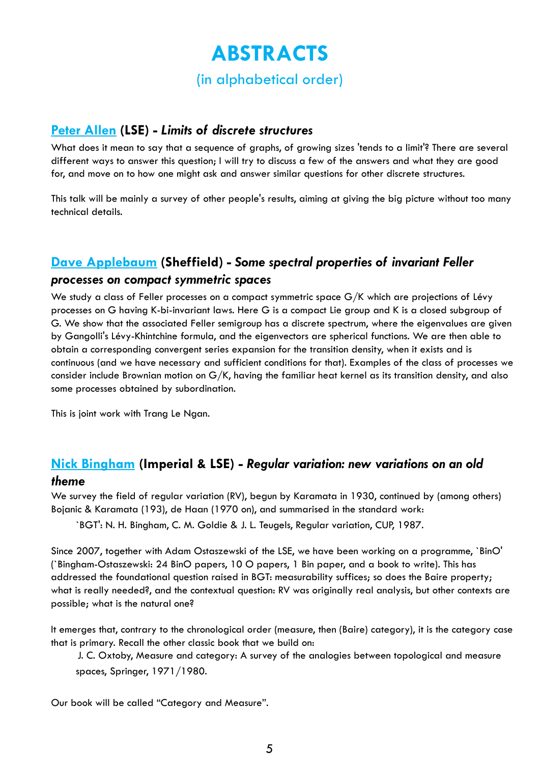# ABSTRACTS

## (in alphabetical order)

### [Peter Allen] (LSE) - *Limits of discrete structures*

What does it mean to say that a sequence of graphs, of growing sizes 'tends to a limit'? There are several different ways to answer this question; I will try to discuss a few of the answers and what they are good for, and move on to how one might ask and answer similar questions for other discrete structures.

This talk will be mainly a survey of other people's results, aiming at giving the big picture without too many technical details.

### [Dave Applebaum] (Sheffield) - *Some spectral properties of invariant Feller processes on compact symmetric spaces*

We study a class of Feller processes on a compact symmetric space G/K which are projections of Lévy processes on G having K-bi-invariant laws. Here G is a compact Lie group and K is a closed subgroup of G. We show that the associated Feller semigroup has a discrete spectrum, where the eigenvalues are given by Gangolli's Lévy-Khintchine formula, and the eigenvectors are spherical functions. We are then able to obtain a corresponding convergent series expansion for the transition density, when it exists and is continuous (and we have necessary and sufficient conditions for that). Examples of the class of processes we consider include Brownian motion on G/K, having the familiar heat kernel as its transition density, and also some processes obtained by subordination.

This is joint work with Trang Le Ngan.

### [Nick Bingham] (Imperial & LSE) - *Regular variation: new variations on an old theme*

We survey the field of regular variation (RV), begun by Karamata in 1930, continued by (among others) Bojanic & Karamata (193), de Haan (1970 on), and summarised in the standard work:

`BGT': N. H. Bingham, C. M. Goldie & J. L. Teugels, Regular variation, CUP, 1987.

Since 2007, together with Adam Ostaszewski of the LSE, we have been working on a programme, `BinO' (`Bingham-Ostaszewski: 24 BinO papers, 10 O papers, 1 Bin paper, and a book to write). This has addressed the foundational question raised in BGT: measurability suffices; so does the Baire property; what is really needed?, and the contextual question: RV was originally real analysis, but other contexts are possible; what is the natural one?

It emerges that, contrary to the chronological order (measure, then (Baire) category), it is the category case that is primary. Recall the other classic book that we build on:

J. C. Oxtoby, Measure and category: A survey of the analogies between topological and measure spaces, Springer, 1971/1980.

Our book will be called "Category and Measure".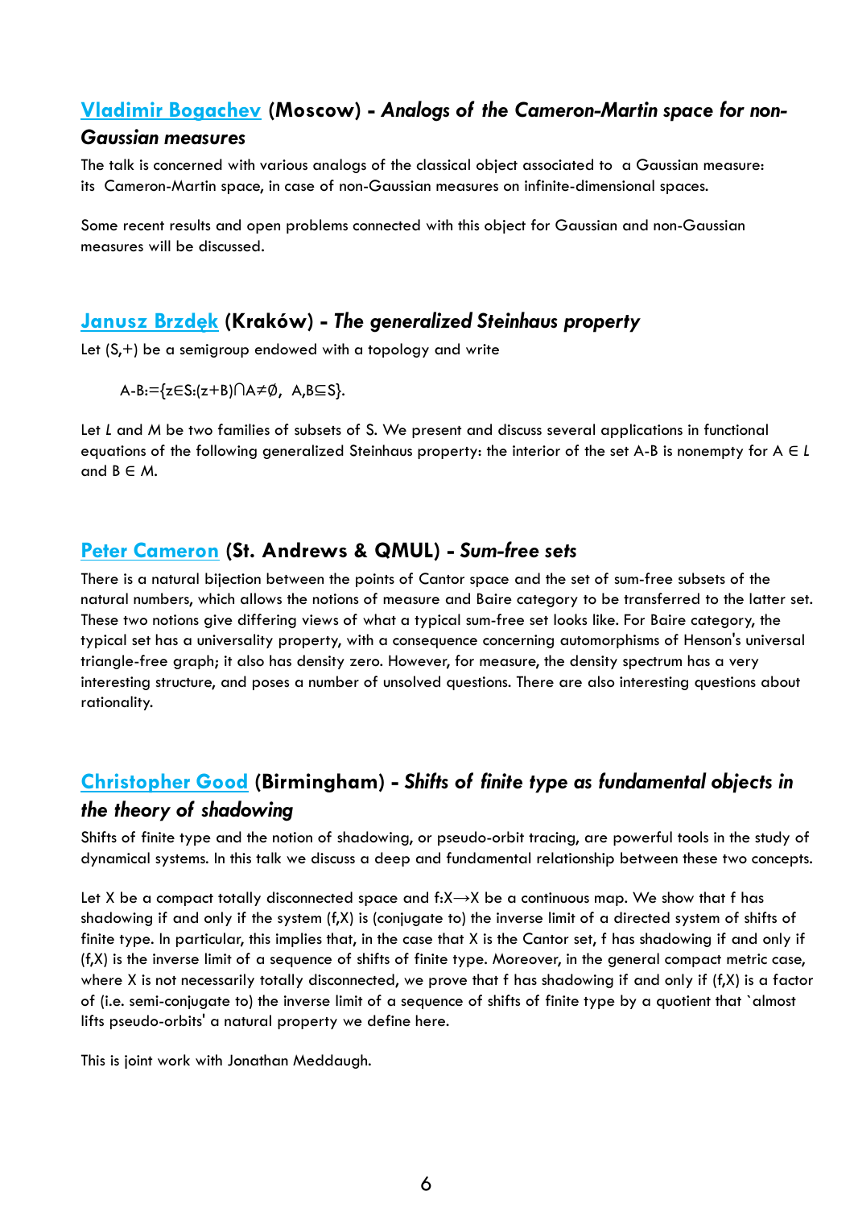## Vladimir Bogachev (Moscow) - *Analogs of the Cameron-Martin space for non-Gaussian measures*

The talk is concerned with various analogs of the classical object associated to a Gaussian measure: its Cameron-Martin space, in case of non-Gaussian measures on infinite-dimensional spaces.

Some recent results and open problems connected with this object for Gaussian and non-Gaussian measures will be discussed.

## Janusz Brzdęk (Kraków) - *The generalized Steinhaus property*

Let $(S,+)$ be a semigroup endowed with a topology and write

$$A-B:=\{z\in S:(z+B)\cap A\neq\emptyset,\ \ A,B\subseteq S\}.$$

Let $L$ and $M$ be two families of subsets of $S$. We present and discuss several applications in functional equations of the following generalized Steinhaus property: the interior of the set $A-B$ is nonempty for $A\in L$ and $B\in M$.

## Peter Cameron (St. Andrews & QMUL) - *Sum-free sets*

There is a natural bijection between the points of Cantor space and the set of sum-free subsets of the natural numbers, which allows the notions of measure and Baire category to be transferred to the latter set. These two notions give differing views of what a typical sum-free set looks like. For Baire category, the typical set has a universality property, with a consequence concerning automorphisms of Henson's universal triangle-free graph; it also has density zero. However, for measure, the density spectrum has a very interesting structure, and poses a number of unsolved questions. There are also interesting questions about rationality.

## Christopher Good (Birmingham) - *Shifts of finite type as fundamental objects in the theory of shadowing*

Shifts of finite type and the notion of shadowing, or pseudo-orbit tracing, are powerful tools in the study of dynamical systems. In this talk we discuss a deep and fundamental relationship between these two concepts.

Let $X$ be a compact totally disconnected space and $f:X\to X$ be a continuous map. We show that $f$ has shadowing if and only if the system $(f,X)$ is (conjugate to) the inverse limit of a directed system of shifts of finite type. In particular, this implies that, in the case that $X$ is the Cantor set, $f$ has shadowing if and only if $(f,X)$ is the inverse limit of a sequence of shifts of finite type. Moreover, in the general compact metric case, where $X$ is not necessarily totally disconnected, we prove that $f$ has shadowing if and only if $(f,X)$ is a factor of (i.e. semi-conjugate to) the inverse limit of a sequence of shifts of finite type by a quotient that `almost lifts pseudo-orbits' a natural property we define here.

This is joint work with Jonathan Meddaugh.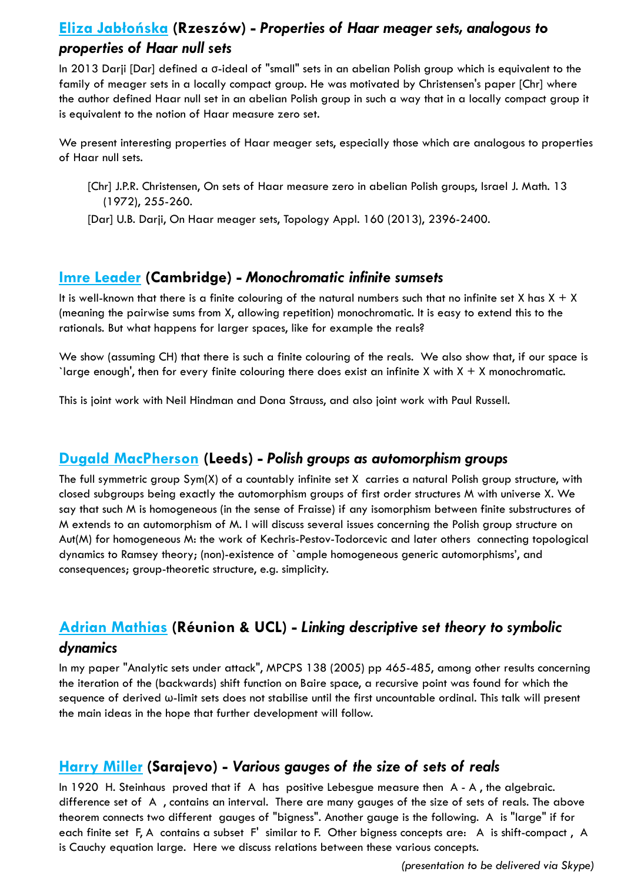## Eliza Jabłońska (Rzeszów) - *Properties of Haar meager sets, analogous to properties of Haar null sets*

In 2013 Darji [Dar] defined a σ-ideal of "small" sets in an abelian Polish group which is equivalent to the family of meager sets in a locally compact group. He was motivated by Christensen's paper [Chr] where the author defined Haar null set in an abelian Polish group in such a way that in a locally compact group it is equivalent to the notion of Haar measure zero set.

We present interesting properties of Haar meager sets, especially those which are analogous to properties of Haar null sets.

[Chr] J.P.R. Christensen, On sets of Haar measure zero in abelian Polish groups, Israel J. Math. 13 (1972), 255-260.

[Dar] U.B. Darji, On Haar meager sets, Topology Appl. 160 (2013), 2396-2400.

## Imre Leader (Cambridge) - *Monochromatic infinite sumsets*

It is well-known that there is a finite colouring of the natural numbers such that no infinite set X has X + X (meaning the pairwise sums from X, allowing repetition) monochromatic. It is easy to extend this to the rationals. But what happens for larger spaces, like for example the reals?

We show (assuming CH) that there is such a finite colouring of the reals. We also show that, if our space is `large enough', then for every finite colouring there does exist an infinite X with X + X monochromatic.

This is joint work with Neil Hindman and Dona Strauss, and also joint work with Paul Russell.

## Dugald MacPherson (Leeds) - *Polish groups as automorphism groups*

The full symmetric group Sym(X) of a countably infinite set X carries a natural Polish group structure, with closed subgroups being exactly the automorphism groups of first order structures M with universe X. We say that such M is homogeneous (in the sense of Fraisse) if any isomorphism between finite substructures of M extends to an automorphism of M. I will discuss several issues concerning the Polish group structure on Aut(M) for homogeneous M: the work of Kechris-Pestov-Todorcevic and later others connecting topological dynamics to Ramsey theory; (non)-existence of `ample homogeneous generic automorphisms', and consequences; group-theoretic structure, e.g. simplicity.

## Adrian Mathias (Réunion & UCL) - *Linking descriptive set theory to symbolic dynamics*

In my paper "Analytic sets under attack", MPCPS 138 (2005) pp 465-485, among other results concerning the iteration of the (backwards) shift function on Baire space, a recursive point was found for which the sequence of derived ω-limit sets does not stabilise until the first uncountable ordinal. This talk will present the main ideas in the hope that further development will follow.

## Harry Miller (Sarajevo) - *Various gauges of the size of sets of reals*

In 1920 H. Steinhaus proved that if A has positive Lebesgue measure then A - A , the algebraic. difference set of A , contains an interval. There are many gauges of the size of sets of reals. The above theorem connects two different gauges of "bigness". Another gauge is the following. A is "large" if for each finite set F, A contains a subset F' similar to F. Other bigness concepts are: A is shift-compact , A is Cauchy equation large. Here we discuss relations between these various concepts.

*(presentation to be delivered via Skype)*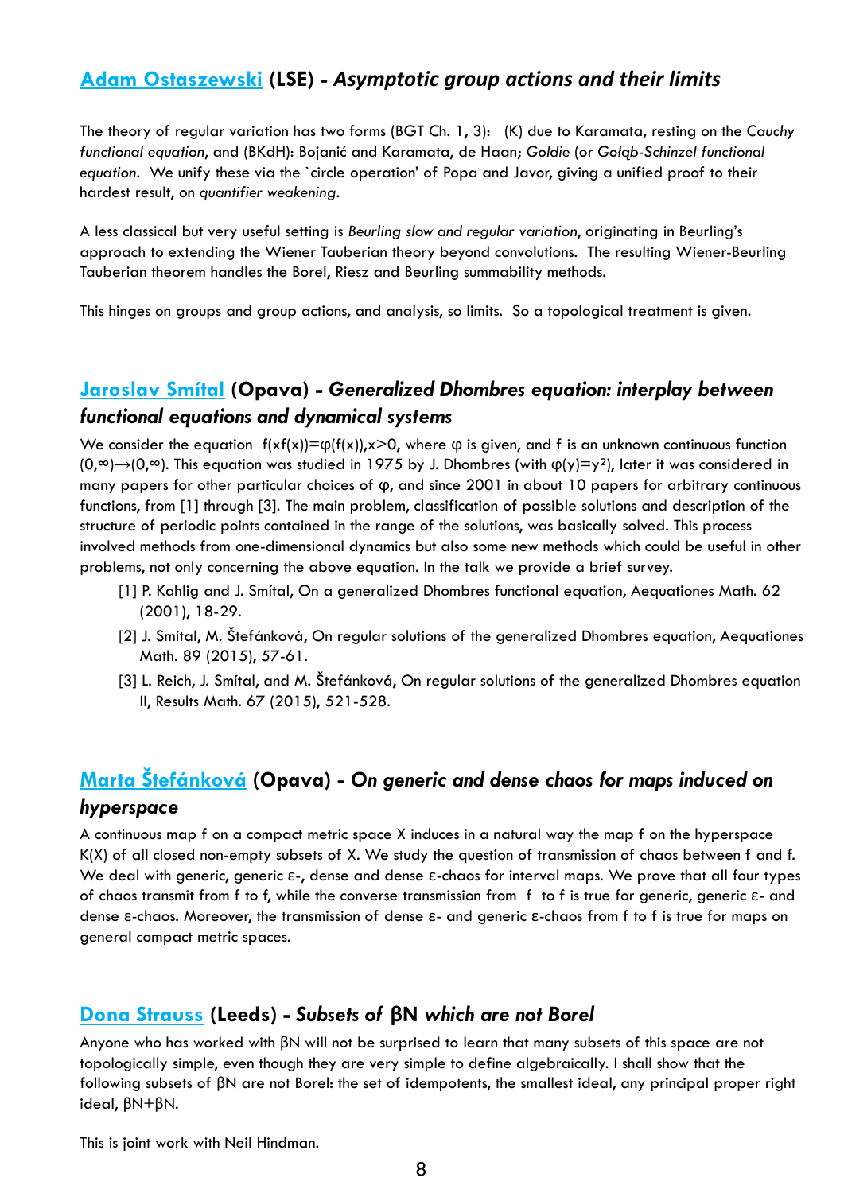## Adam Ostaszewski (LSE) - *Asymptotic group actions and their limits*

The theory of regular variation has two forms (BGT Ch. 1, 3): (K) due to Karamata, resting on the *Cauchy functional equation*, and (BKdH): Bojanić and Karamata, de Haan; *Goldie* (or *Gołąb-Schinzel functional equation*. We unify these via the `circle operation' of Popa and Javor, giving a unified proof to their hardest result, on *quantifier weakening*.

A less classical but very useful setting is *Beurling slow and regular variation*, originating in Beurling's approach to extending the Wiener Tauberian theory beyond convolutions. The resulting Wiener-Beurling Tauberian theorem handles the Borel, Riesz and Beurling summability methods.

This hinges on groups and group actions, and analysis, so limits. So a topological treatment is given.

## Jaroslav Smítal (Opava) - *Generalized Dhombres equation: interplay between functional equations and dynamical systems*

We consider the equation $f(xf(x))=\varphi(f(x)), x>0$, where $\varphi$ is given, and f is an unknown continuous function $(0,\infty)\to(0,\infty)$. This equation was studied in 1975 by J. Dhombres (with $\varphi(y)=y^2$), later it was considered in many papers for other particular choices of $\varphi$, and since 2001 in about 10 papers for arbitrary continuous functions, from [1] through [3]. The main problem, classification of possible solutions and description of the structure of periodic points contained in the range of the solutions, was basically solved. This process involved methods from one-dimensional dynamics but also some new methods which could be useful in other problems, not only concerning the above equation. In the talk we provide a brief survey.

[1] P. Kahlig and J. Smítal, On a generalized Dhombres functional equation, Aequationes Math. 62 (2001), 18-29.

[2] J. Smítal, M. Štefánková, On regular solutions of the generalized Dhombres equation, Aequationes Math. 89 (2015), 57-61.

[3] L. Reich, J. Smítal, and M. Štefánková, On regular solutions of the generalized Dhombres equation II, Results Math. 67 (2015), 521-528.

## Marta Štefánková (Opava) - *On generic and dense chaos for maps induced on hyperspace*

A continuous map f on a compact metric space X induces in a natural way the map f on the hyperspace K(X) of all closed non-empty subsets of X. We study the question of transmission of chaos between f and f. We deal with generic, generic ε-, dense and dense ε-chaos for interval maps. We prove that all four types of chaos transmit from f to f, while the converse transmission from f to f is true for generic, generic ε- and dense ε-chaos. Moreover, the transmission of dense ε- and generic ε-chaos from f to f is true for maps on general compact metric spaces.

## Dona Strauss (Leeds) - *Subsets of βN which are not Borel*

Anyone who has worked with βN will not be surprised to learn that many subsets of this space are not topologically simple, even though they are very simple to define algebraically. I shall show that the following subsets of βN are not Borel: the set of idempotents, the smallest ideal, any principal proper right ideal, βN+βN.

This is joint work with Neil Hindman.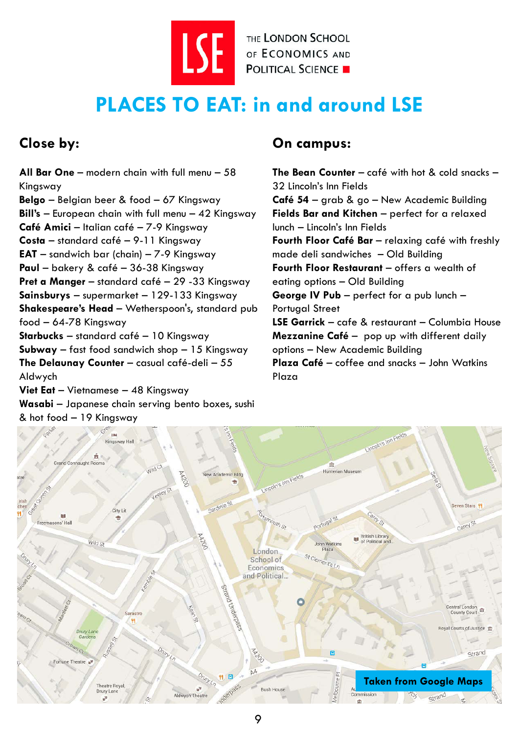THE LONDON SCHOOL OF ECONOMICS AND POLITICAL SCIENCE

# PLACES TO EAT: in and around LSE

## Close by:

**All Bar One** – modern chain with full menu – 58 Kingsway
**Belgo** – Belgian beer & food – 67 Kingsway
**Bill's** – European chain with full menu – 42 Kingsway
**Café Amici** – Italian café – 7-9 Kingsway
**Costa** – standard café – 9-11 Kingsway
**EAT** – sandwich bar (chain) – 7-9 Kingsway
**Paul** – bakery & café – 36-38 Kingsway
**Pret a Manger** – standard café – 29 -33 Kingsway
**Sainsburys** – supermarket – 129-133 Kingsway
**Shakespeare's Head** – Wetherspoon's, standard pub food – 64-78 Kingsway
**Starbucks** – standard café – 10 Kingsway
**Subway** – fast food sandwich shop – 15 Kingsway
**The Delaunay Counter** – casual café-deli – 55 Aldwych
**Viet Eat** – Vietnamese – 48 Kingsway
**Wasabi** – Japanese chain serving bento boxes, sushi & hot food – 19 Kingsway

## On campus:

**The Bean Counter** – café with hot & cold snacks – 32 Lincoln's Inn Fields
**Café 54** – grab & go – New Academic Building
**Fields Bar and Kitchen** – perfect for a relaxed lunch – Lincoln's Inn Fields
**Fourth Floor Café Bar** – relaxing café with freshly made deli sandwiches – Old Building
**Fourth Floor Restaurant** – offers a wealth of eating options – Old Building
**George IV Pub** – perfect for a pub lunch – Portugal Street
**LSE Garrick** – cafe & restaurant – Columbia House
**Mezzanine Café** – pop up with different daily options – New Academic Building
**Plaza Café** – coffee and snacks – John Watkins Plaza

**Taken from Google Maps**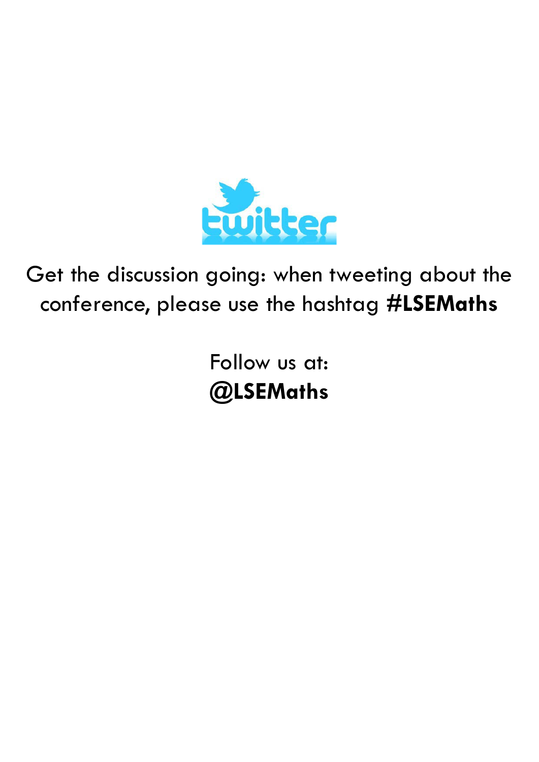Get the discussion going: when tweeting about the conference, please use the hashtag **#LSEMaths**

Follow us at:
**@LSEMaths**